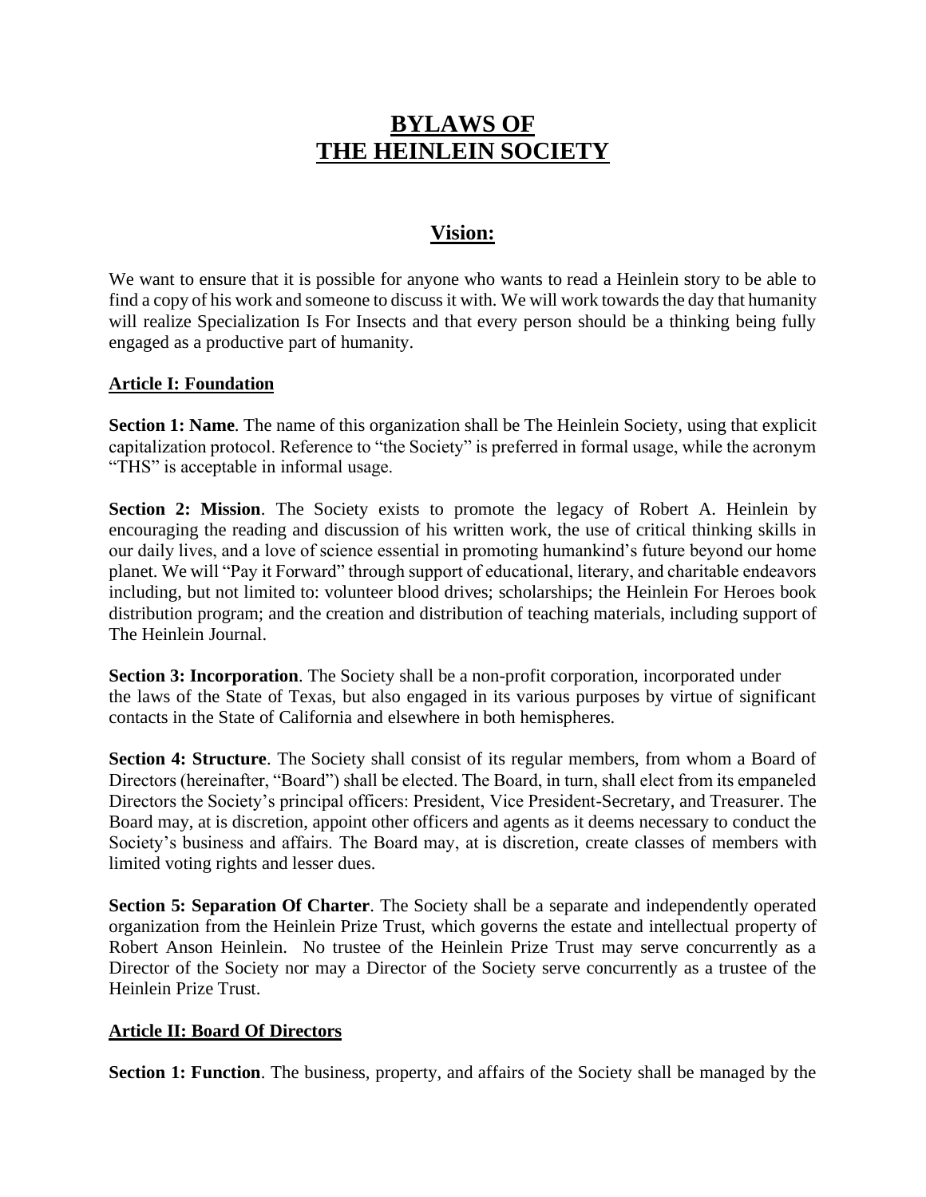# BYLAWS OF THE HEINLEIN SOCIETY

## Vision:

We want to ensure that it is possible for anyone who wants to read a Heinlein story to be able to find a copy of his work and someone to discuss it with. We will work towards the day that humanity will realize Specialization Is For Insects and that every person should be a thinking being fully engaged as a productive part of humanity.

### Article I: Foundation

**Section 1: Name**. The name of this organization shall be The Heinlein Society, using that explicit capitalization protocol. Reference to "the Society" is preferred in formal usage, while the acronym "THS" is acceptable in informal usage.

**Section 2: Mission**. The Society exists to promote the legacy of Robert A. Heinlein by encouraging the reading and discussion of his written work, the use of critical thinking skills in our daily lives, and a love of science essential in promoting humankind's future beyond our home planet. We will "Pay it Forward" through support of educational, literary, and charitable endeavors including, but not limited to: volunteer blood drives; scholarships; the Heinlein For Heroes book distribution program; and the creation and distribution of teaching materials, including support of The Heinlein Journal.

**Section 3: Incorporation**. The Society shall be a non-profit corporation, incorporated under the laws of the State of Texas, but also engaged in its various purposes by virtue of significant contacts in the State of California and elsewhere in both hemispheres.

**Section 4: Structure**. The Society shall consist of its regular members, from whom a Board of Directors (hereinafter, "Board") shall be elected. The Board, in turn, shall elect from its empaneled Directors the Society's principal officers: President, Vice President-Secretary, and Treasurer. The Board may, at is discretion, appoint other officers and agents as it deems necessary to conduct the Society's business and affairs. The Board may, at is discretion, create classes of members with limited voting rights and lesser dues.

**Section 5: Separation Of Charter**. The Society shall be a separate and independently operated organization from the Heinlein Prize Trust, which governs the estate and intellectual property of Robert Anson Heinlein. No trustee of the Heinlein Prize Trust may serve concurrently as a Director of the Society nor may a Director of the Society serve concurrently as a trustee of the Heinlein Prize Trust.

### Article II: Board Of Directors

**Section 1: Function**. The business, property, and affairs of the Society shall be managed by the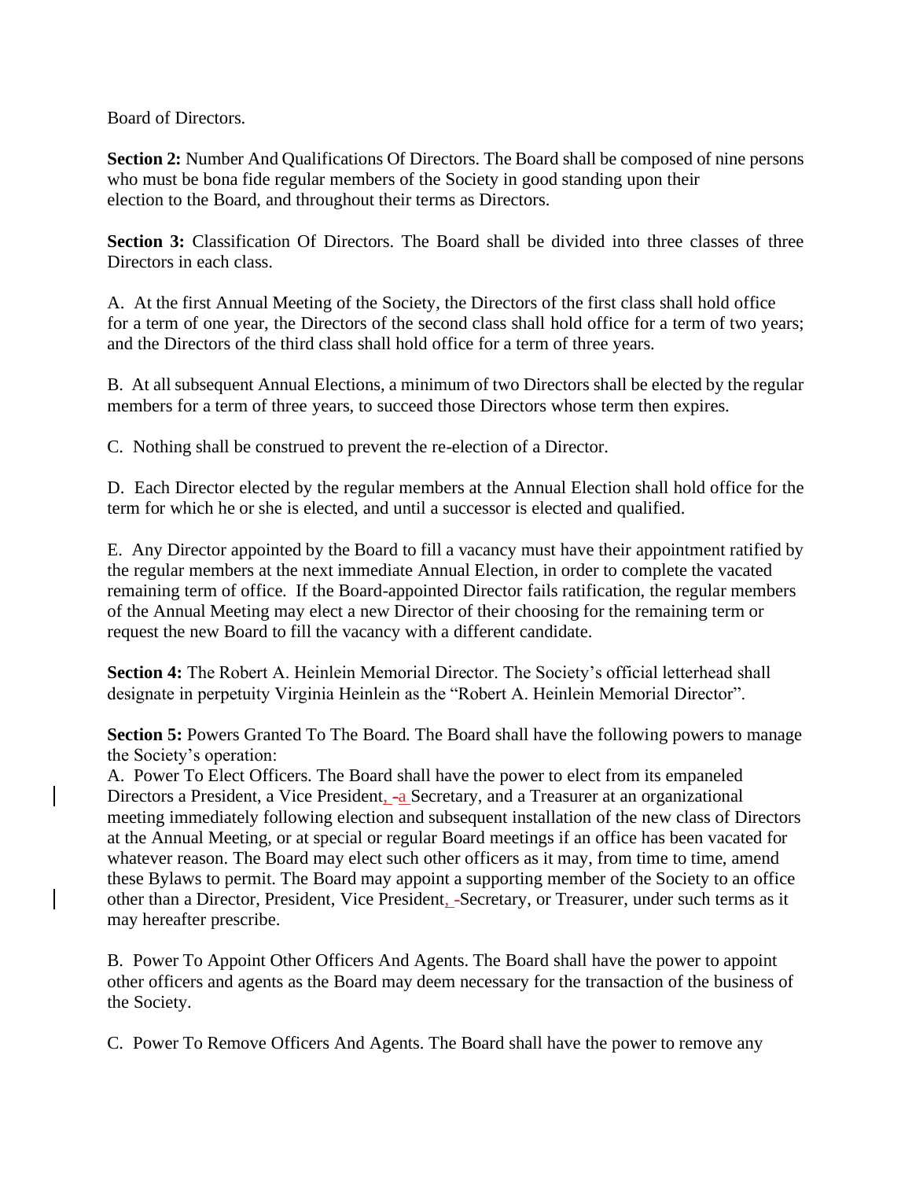Board of Directors.

**Section 2:** Number And Qualifications Of Directors. The Board shall be composed of nine persons who must be bona fide regular members of the Society in good standing upon their election to the Board, and throughout their terms as Directors.

**Section 3:** Classification Of Directors. The Board shall be divided into three classes of three Directors in each class.

A. At the first Annual Meeting of the Society, the Directors of the first class shall hold office for a term of one year, the Directors of the second class shall hold office for a term of two years; and the Directors of the third class shall hold office for a term of three years.

B. At all subsequent Annual Elections, a minimum of two Directors shall be elected by the regular members for a term of three years, to succeed those Directors whose term then expires.

C. Nothing shall be construed to prevent the re-election of a Director.

D. Each Director elected by the regular members at the Annual Election shall hold office for the term for which he or she is elected, and until a successor is elected and qualified.

E. Any Director appointed by the Board to fill a vacancy must have their appointment ratified by the regular members at the next immediate Annual Election, in order to complete the vacated remaining term of office. If the Board-appointed Director fails ratification, the regular members of the Annual Meeting may elect a new Director of their choosing for the remaining term or request the new Board to fill the vacancy with a different candidate.

**Section 4:** The Robert A. Heinlein Memorial Director. The Society's official letterhead shall designate in perpetuity Virginia Heinlein as the "Robert A. Heinlein Memorial Director".

**Section 5:** Powers Granted To The Board. The Board shall have the following powers to manage the Society's operation:

A. Power To Elect Officers. The Board shall have the power to elect from its empaneled Directors a President, a Vice President, a Secretary, and a Treasurer at an organizational meeting immediately following election and subsequent installation of the new class of Directors at the Annual Meeting, or at special or regular Board meetings if an office has been vacated for whatever reason. The Board may elect such other officers as it may, from time to time, amend these Bylaws to permit. The Board may appoint a supporting member of the Society to an office other than a Director, President, Vice President, Secretary, or Treasurer, under such terms as it may hereafter prescribe.

B. Power To Appoint Other Officers And Agents. The Board shall have the power to appoint other officers and agents as the Board may deem necessary for the transaction of the business of the Society.

C. Power To Remove Officers And Agents. The Board shall have the power to remove any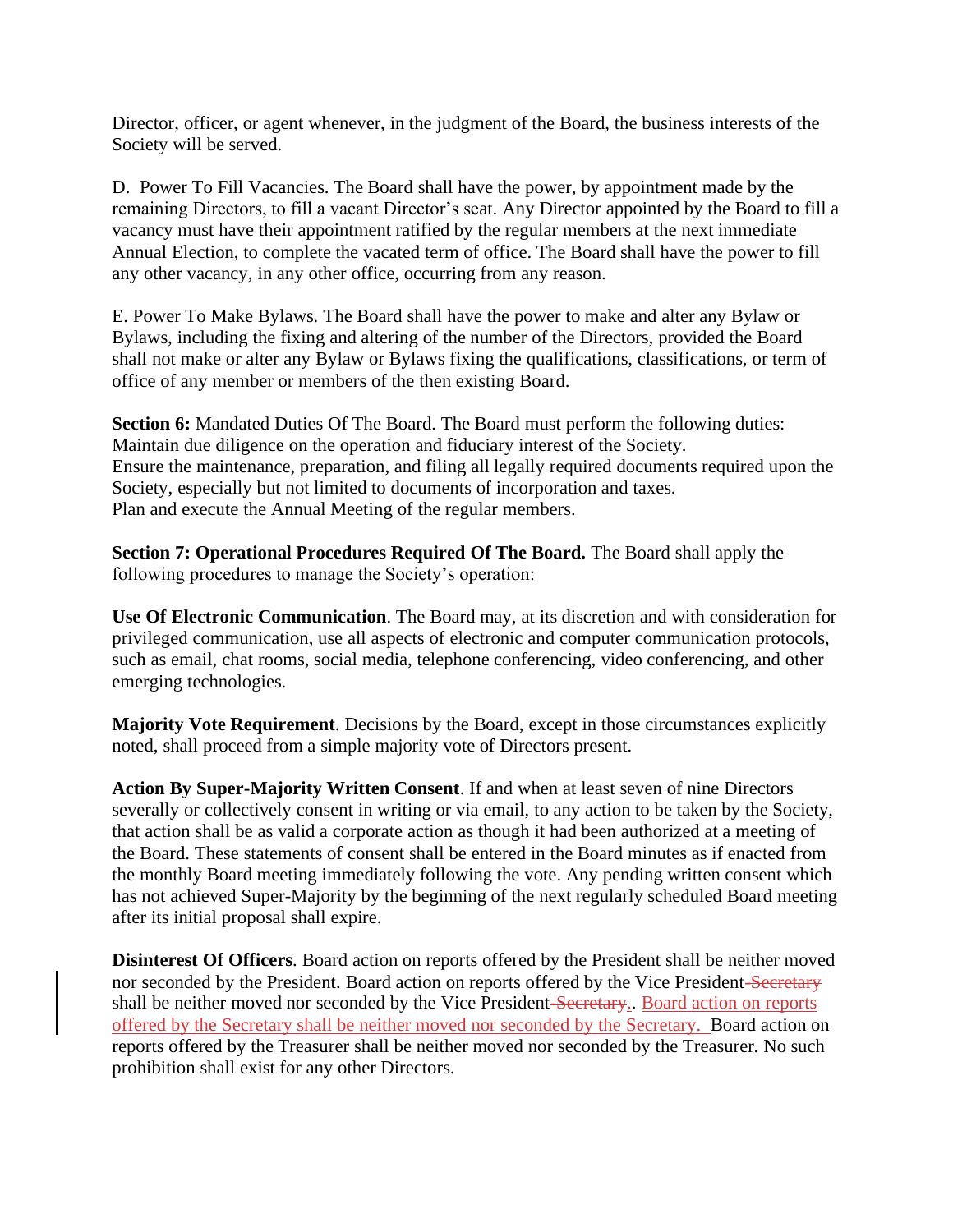Director, officer, or agent whenever, in the judgment of the Board, the business interests of the Society will be served.

D. Power To Fill Vacancies. The Board shall have the power, by appointment made by the remaining Directors, to fill a vacant Director's seat. Any Director appointed by the Board to fill a vacancy must have their appointment ratified by the regular members at the next immediate Annual Election, to complete the vacated term of office. The Board shall have the power to fill any other vacancy, in any other office, occurring from any reason.

E. Power To Make Bylaws. The Board shall have the power to make and alter any Bylaw or Bylaws, including the fixing and altering of the number of the Directors, provided the Board shall not make or alter any Bylaw or Bylaws fixing the qualifications, classifications, or term of office of any member or members of the then existing Board.

**Section 6:** Mandated Duties Of The Board. The Board must perform the following duties:
Maintain due diligence on the operation and fiduciary interest of the Society.
Ensure the maintenance, preparation, and filing all legally required documents required upon the Society, especially but not limited to documents of incorporation and taxes.
Plan and execute the Annual Meeting of the regular members.

**Section 7: Operational Procedures Required Of The Board.** The Board shall apply the following procedures to manage the Society's operation:

**Use Of Electronic Communication**. The Board may, at its discretion and with consideration for privileged communication, use all aspects of electronic and computer communication protocols, such as email, chat rooms, social media, telephone conferencing, video conferencing, and other emerging technologies.

**Majority Vote Requirement**. Decisions by the Board, except in those circumstances explicitly noted, shall proceed from a simple majority vote of Directors present.

**Action By Super-Majority Written Consent**. If and when at least seven of nine Directors severally or collectively consent in writing or via email, to any action to be taken by the Society, that action shall be as valid a corporate action as though it had been authorized at a meeting of the Board. These statements of consent shall be entered in the Board minutes as if enacted from the monthly Board meeting immediately following the vote. Any pending written consent which has not achieved Super-Majority by the beginning of the next regularly scheduled Board meeting after its initial proposal shall expire.

**Disinterest Of Officers**. Board action on reports offered by the President shall be neither moved nor seconded by the President. Board action on reports offered by the Vice President ~~Secretary~~ shall be neither moved nor seconded by the Vice President ~~Secretary~~.. Board action on reports offered by the Secretary shall be neither moved nor seconded by the Secretary. Board action on reports offered by the Treasurer shall be neither moved nor seconded by the Treasurer. No such prohibition shall exist for any other Directors.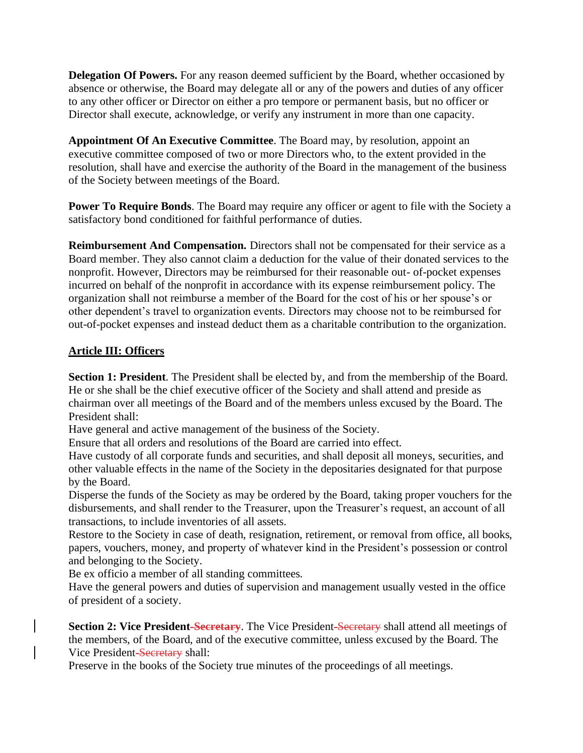**Delegation Of Powers.** For any reason deemed sufficient by the Board, whether occasioned by absence or otherwise, the Board may delegate all or any of the powers and duties of any officer to any other officer or Director on either a pro tempore or permanent basis, but no officer or Director shall execute, acknowledge, or verify any instrument in more than one capacity.

**Appointment Of An Executive Committee**. The Board may, by resolution, appoint an executive committee composed of two or more Directors who, to the extent provided in the resolution, shall have and exercise the authority of the Board in the management of the business of the Society between meetings of the Board.

**Power To Require Bonds**. The Board may require any officer or agent to file with the Society a satisfactory bond conditioned for faithful performance of duties.

**Reimbursement And Compensation.** Directors shall not be compensated for their service as a Board member. They also cannot claim a deduction for the value of their donated services to the nonprofit. However, Directors may be reimbursed for their reasonable out- of-pocket expenses incurred on behalf of the nonprofit in accordance with its expense reimbursement policy. The organization shall not reimburse a member of the Board for the cost of his or her spouse's or other dependent's travel to organization events. Directors may choose not to be reimbursed for out-of-pocket expenses and instead deduct them as a charitable contribution to the organization.

## Article III: Officers

**Section 1: President**. The President shall be elected by, and from the membership of the Board. He or she shall be the chief executive officer of the Society and shall attend and preside as chairman over all meetings of the Board and of the members unless excused by the Board. The President shall:

Have general and active management of the business of the Society.

Ensure that all orders and resolutions of the Board are carried into effect.

Have custody of all corporate funds and securities, and shall deposit all moneys, securities, and other valuable effects in the name of the Society in the depositaries designated for that purpose by the Board.

Disperse the funds of the Society as may be ordered by the Board, taking proper vouchers for the disbursements, and shall render to the Treasurer, upon the Treasurer's request, an account of all transactions, to include inventories of all assets.

Restore to the Society in case of death, resignation, retirement, or removal from office, all books, papers, vouchers, money, and property of whatever kind in the President's possession or control and belonging to the Society.

Be ex officio a member of all standing committees.

Have the general powers and duties of supervision and management usually vested in the office of president of a society.

**Section 2: Vice President ~~Secretary~~**. The Vice President ~~Secretary~~ shall attend all meetings of the members, of the Board, and of the executive committee, unless excused by the Board. The Vice President ~~Secretary~~ shall:

Preserve in the books of the Society true minutes of the proceedings of all meetings.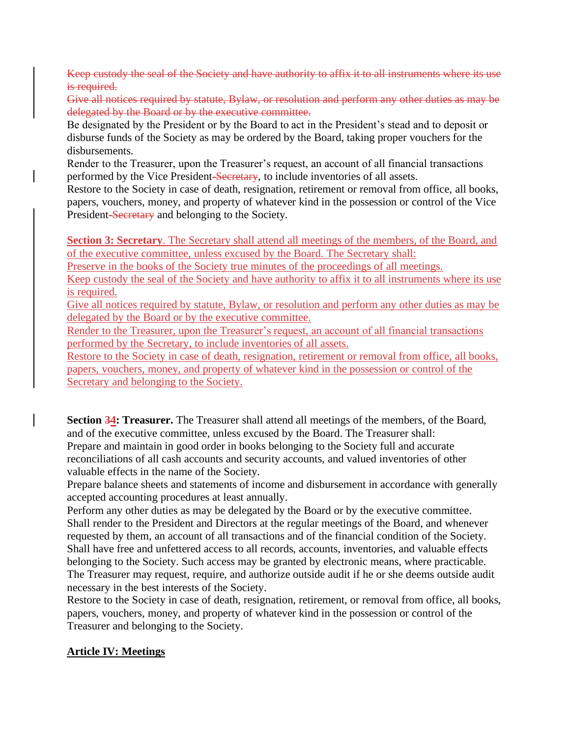~~Keep custody the seal of the Society and have authority to affix it to all instruments where its use is required.~~

~~Give all notices required by statute, Bylaw, or resolution and perform any other duties as may be delegated by the Board or by the executive committee.~~

Be designated by the President or by the Board to act in the President's stead and to deposit or disburse funds of the Society as may be ordered by the Board, taking proper vouchers for the disbursements.

Render to the Treasurer, upon the Treasurer's request, an account of all financial transactions performed by the Vice President ~~Secretary~~, to include inventories of all assets.

Restore to the Society in case of death, resignation, retirement or removal from office, all books, papers, vouchers, money, and property of whatever kind in the possession or control of the Vice President ~~Secretary~~ and belonging to the Society.

**Section 3: Secretary**. The Secretary shall attend all meetings of the members, of the Board, and of the executive committee, unless excused by the Board. The Secretary shall:

Preserve in the books of the Society true minutes of the proceedings of all meetings.

Keep custody the seal of the Society and have authority to affix it to all instruments where its use is required.

Give all notices required by statute, Bylaw, or resolution and perform any other duties as may be delegated by the Board or by the executive committee.

Render to the Treasurer, upon the Treasurer's request, an account of all financial transactions performed by the Secretary, to include inventories of all assets.

Restore to the Society in case of death, resignation, retirement or removal from office, all books, papers, vouchers, money, and property of whatever kind in the possession or control of the Secretary and belonging to the Society.

**Section ~~3~~4: Treasurer.** The Treasurer shall attend all meetings of the members, of the Board, and of the executive committee, unless excused by the Board. The Treasurer shall:

Prepare and maintain in good order in books belonging to the Society full and accurate reconciliations of all cash accounts and security accounts, and valued inventories of other valuable effects in the name of the Society.

Prepare balance sheets and statements of income and disbursement in accordance with generally accepted accounting procedures at least annually.

Perform any other duties as may be delegated by the Board or by the executive committee.

Shall render to the President and Directors at the regular meetings of the Board, and whenever requested by them, an account of all transactions and of the financial condition of the Society.

Shall have free and unfettered access to all records, accounts, inventories, and valuable effects belonging to the Society. Such access may be granted by electronic means, where practicable.

The Treasurer may request, require, and authorize outside audit if he or she deems outside audit necessary in the best interests of the Society.

Restore to the Society in case of death, resignation, retirement, or removal from office, all books, papers, vouchers, money, and property of whatever kind in the possession or control of the Treasurer and belonging to the Society.

## Article IV: Meetings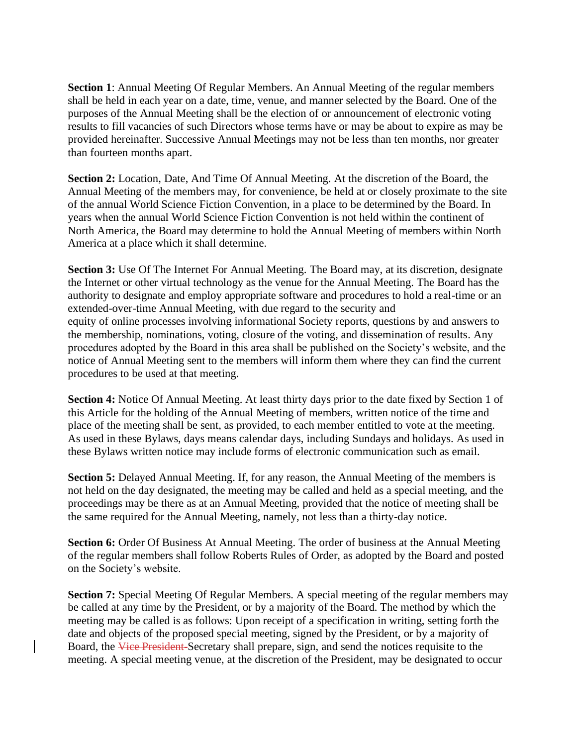**Section 1**: Annual Meeting Of Regular Members. An Annual Meeting of the regular members shall be held in each year on a date, time, venue, and manner selected by the Board. One of the purposes of the Annual Meeting shall be the election of or announcement of electronic voting results to fill vacancies of such Directors whose terms have or may be about to expire as may be provided hereinafter. Successive Annual Meetings may not be less than ten months, nor greater than fourteen months apart.

**Section 2:** Location, Date, And Time Of Annual Meeting. At the discretion of the Board, the Annual Meeting of the members may, for convenience, be held at or closely proximate to the site of the annual World Science Fiction Convention, in a place to be determined by the Board. In years when the annual World Science Fiction Convention is not held within the continent of North America, the Board may determine to hold the Annual Meeting of members within North America at a place which it shall determine.

**Section 3:** Use Of The Internet For Annual Meeting. The Board may, at its discretion, designate the Internet or other virtual technology as the venue for the Annual Meeting. The Board has the authority to designate and employ appropriate software and procedures to hold a real-time or an extended-over-time Annual Meeting, with due regard to the security and equity of online processes involving informational Society reports, questions by and answers to the membership, nominations, voting, closure of the voting, and dissemination of results. Any procedures adopted by the Board in this area shall be published on the Society's website, and the notice of Annual Meeting sent to the members will inform them where they can find the current procedures to be used at that meeting.

**Section 4:** Notice Of Annual Meeting. At least thirty days prior to the date fixed by Section 1 of this Article for the holding of the Annual Meeting of members, written notice of the time and place of the meeting shall be sent, as provided, to each member entitled to vote at the meeting. As used in these Bylaws, days means calendar days, including Sundays and holidays. As used in these Bylaws written notice may include forms of electronic communication such as email.

**Section 5:** Delayed Annual Meeting. If, for any reason, the Annual Meeting of the members is not held on the day designated, the meeting may be called and held as a special meeting, and the proceedings may be there as at an Annual Meeting, provided that the notice of meeting shall be the same required for the Annual Meeting, namely, not less than a thirty-day notice.

**Section 6:** Order Of Business At Annual Meeting. The order of business at the Annual Meeting of the regular members shall follow Roberts Rules of Order, as adopted by the Board and posted on the Society's website.

**Section 7:** Special Meeting Of Regular Members. A special meeting of the regular members may be called at any time by the President, or by a majority of the Board. The method by which the meeting may be called is as follows: Upon receipt of a specification in writing, setting forth the date and objects of the proposed special meeting, signed by the President, or by a majority of Board, the ~~Vice President~~ Secretary shall prepare, sign, and send the notices requisite to the meeting. A special meeting venue, at the discretion of the President, may be designated to occur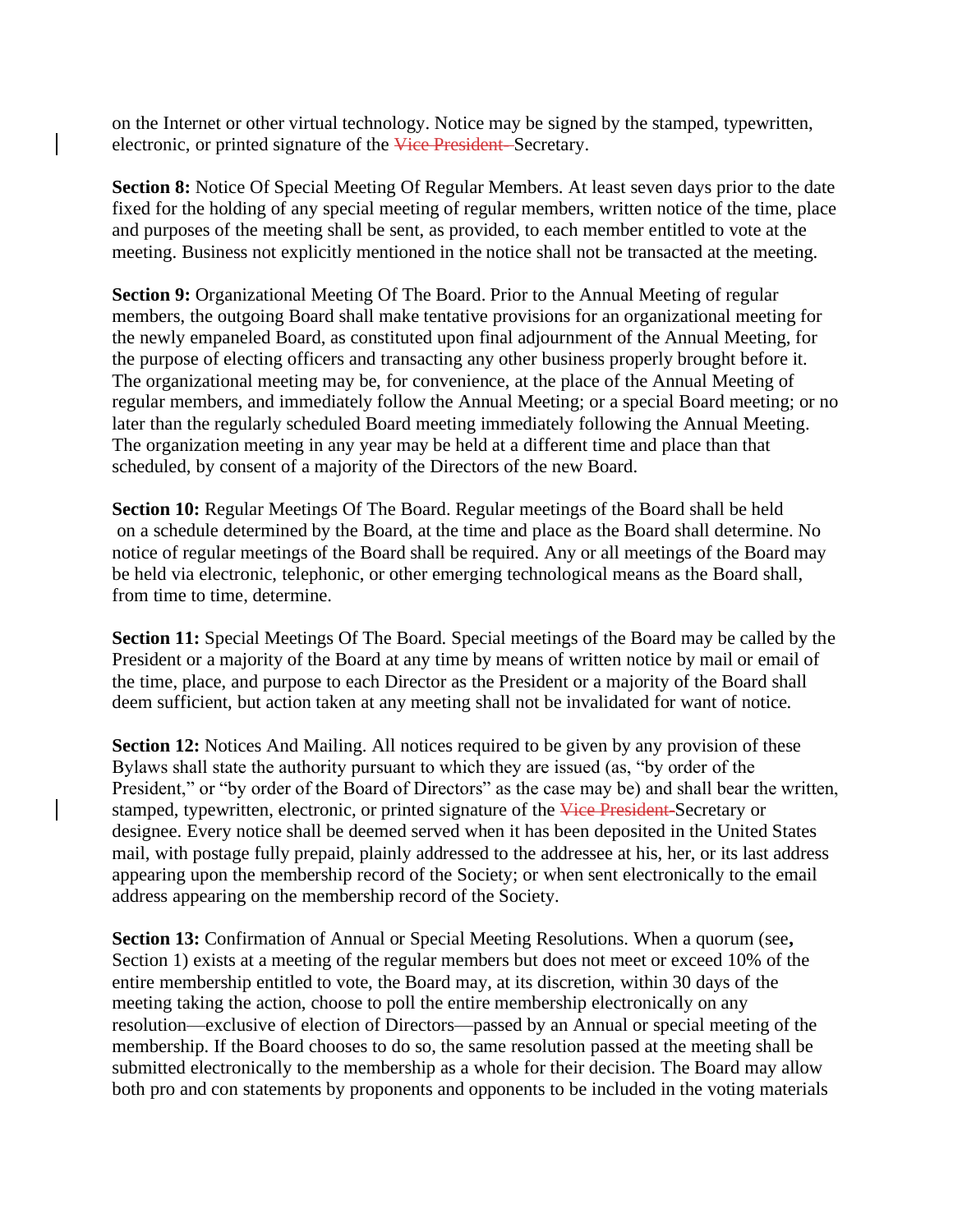on the Internet or other virtual technology. Notice may be signed by the stamped, typewritten, electronic, or printed signature of the ~~Vice President~~ Secretary.

**Section 8:** Notice Of Special Meeting Of Regular Members. At least seven days prior to the date fixed for the holding of any special meeting of regular members, written notice of the time, place and purposes of the meeting shall be sent, as provided, to each member entitled to vote at the meeting. Business not explicitly mentioned in the notice shall not be transacted at the meeting.

**Section 9:** Organizational Meeting Of The Board. Prior to the Annual Meeting of regular members, the outgoing Board shall make tentative provisions for an organizational meeting for the newly empaneled Board, as constituted upon final adjournment of the Annual Meeting, for the purpose of electing officers and transacting any other business properly brought before it. The organizational meeting may be, for convenience, at the place of the Annual Meeting of regular members, and immediately follow the Annual Meeting; or a special Board meeting; or no later than the regularly scheduled Board meeting immediately following the Annual Meeting. The organization meeting in any year may be held at a different time and place than that scheduled, by consent of a majority of the Directors of the new Board.

**Section 10:** Regular Meetings Of The Board. Regular meetings of the Board shall be held on a schedule determined by the Board, at the time and place as the Board shall determine. No notice of regular meetings of the Board shall be required. Any or all meetings of the Board may be held via electronic, telephonic, or other emerging technological means as the Board shall, from time to time, determine.

**Section 11:** Special Meetings Of The Board. Special meetings of the Board may be called by the President or a majority of the Board at any time by means of written notice by mail or email of the time, place, and purpose to each Director as the President or a majority of the Board shall deem sufficient, but action taken at any meeting shall not be invalidated for want of notice.

**Section 12:** Notices And Mailing. All notices required to be given by any provision of these Bylaws shall state the authority pursuant to which they are issued (as, "by order of the President," or "by order of the Board of Directors" as the case may be) and shall bear the written, stamped, typewritten, electronic, or printed signature of the ~~Vice President~~ Secretary or designee. Every notice shall be deemed served when it has been deposited in the United States mail, with postage fully prepaid, plainly addressed to the addressee at his, her, or its last address appearing upon the membership record of the Society; or when sent electronically to the email address appearing on the membership record of the Society.

**Section 13:** Confirmation of Annual or Special Meeting Resolutions. When a quorum (see**,** Section 1) exists at a meeting of the regular members but does not meet or exceed 10% of the entire membership entitled to vote, the Board may, at its discretion, within 30 days of the meeting taking the action, choose to poll the entire membership electronically on any resolution—exclusive of election of Directors—passed by an Annual or special meeting of the membership. If the Board chooses to do so, the same resolution passed at the meeting shall be submitted electronically to the membership as a whole for their decision. The Board may allow both pro and con statements by proponents and opponents to be included in the voting materials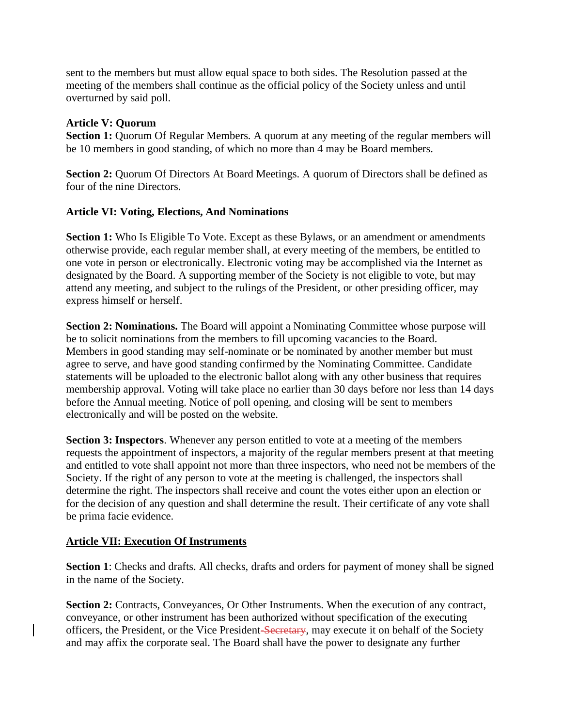sent to the members but must allow equal space to both sides. The Resolution passed at the meeting of the members shall continue as the official policy of the Society unless and until overturned by said poll.

**Article V: Quorum**

**Section 1:** Quorum Of Regular Members. A quorum at any meeting of the regular members will be 10 members in good standing, of which no more than 4 may be Board members.

**Section 2:** Quorum Of Directors At Board Meetings. A quorum of Directors shall be defined as four of the nine Directors.

**Article VI: Voting, Elections, And Nominations**

**Section 1:** Who Is Eligible To Vote. Except as these Bylaws, or an amendment or amendments otherwise provide, each regular member shall, at every meeting of the members, be entitled to one vote in person or electronically. Electronic voting may be accomplished via the Internet as designated by the Board. A supporting member of the Society is not eligible to vote, but may attend any meeting, and subject to the rulings of the President, or other presiding officer, may express himself or herself.

**Section 2: Nominations.** The Board will appoint a Nominating Committee whose purpose will be to solicit nominations from the members to fill upcoming vacancies to the Board. Members in good standing may self-nominate or be nominated by another member but must agree to serve, and have good standing confirmed by the Nominating Committee. Candidate statements will be uploaded to the electronic ballot along with any other business that requires membership approval. Voting will take place no earlier than 30 days before nor less than 14 days before the Annual meeting. Notice of poll opening, and closing will be sent to members electronically and will be posted on the website.

**Section 3: Inspectors**. Whenever any person entitled to vote at a meeting of the members requests the appointment of inspectors, a majority of the regular members present at that meeting and entitled to vote shall appoint not more than three inspectors, who need not be members of the Society. If the right of any person to vote at the meeting is challenged, the inspectors shall determine the right. The inspectors shall receive and count the votes either upon an election or for the decision of any question and shall determine the result. Their certificate of any vote shall be prima facie evidence.

**Article VII: Execution Of Instruments**

**Section 1**: Checks and drafts. All checks, drafts and orders for payment of money shall be signed in the name of the Society.

**Section 2:** Contracts, Conveyances, Or Other Instruments. When the execution of any contract, conveyance, or other instrument has been authorized without specification of the executing officers, the President, or the Vice President ~~Secretary~~, may execute it on behalf of the Society and may affix the corporate seal. The Board shall have the power to designate any further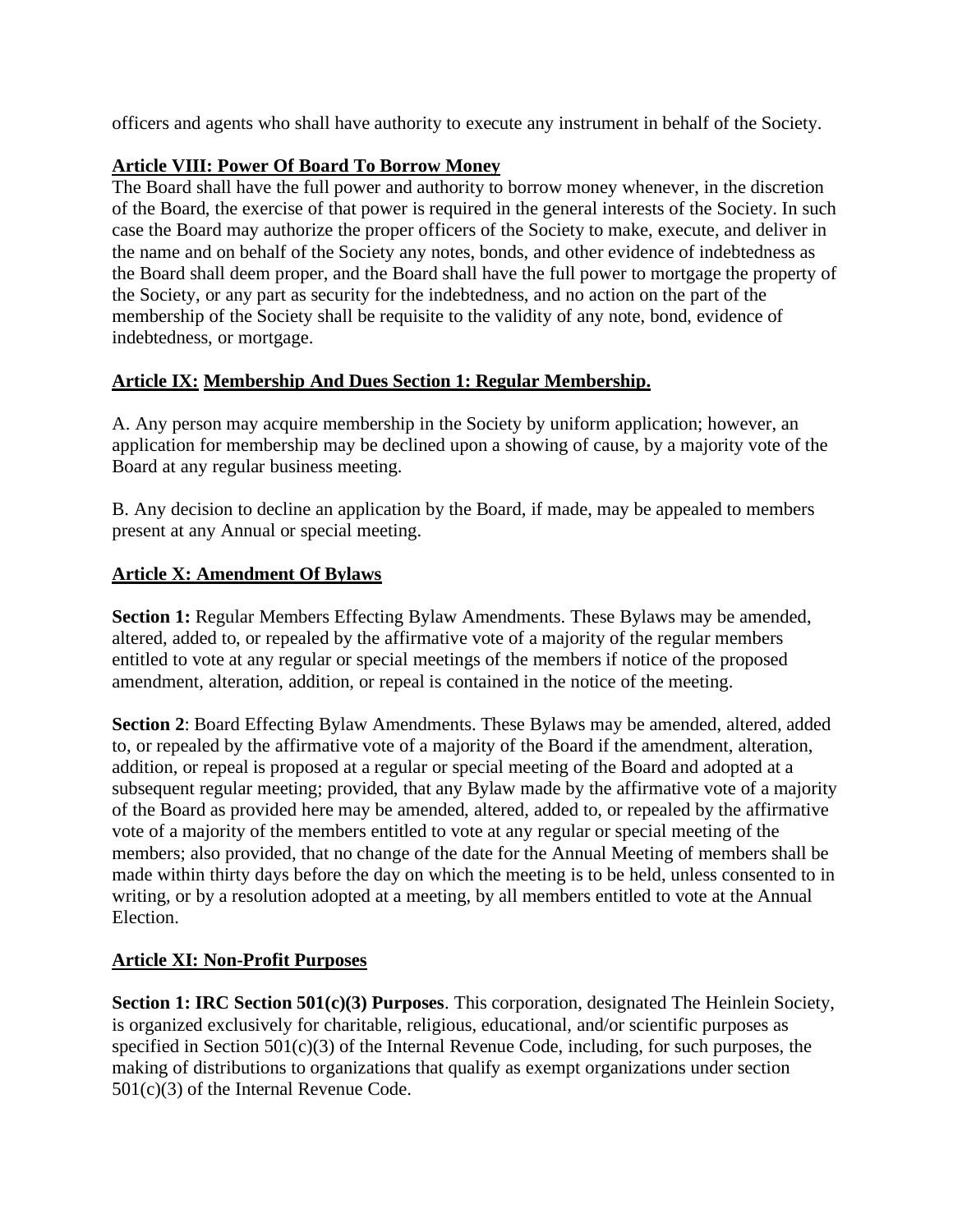officers and agents who shall have authority to execute any instrument in behalf of the Society.

## Article VIII: Power Of Board To Borrow Money

The Board shall have the full power and authority to borrow money whenever, in the discretion of the Board, the exercise of that power is required in the general interests of the Society. In such case the Board may authorize the proper officers of the Society to make, execute, and deliver in the name and on behalf of the Society any notes, bonds, and other evidence of indebtedness as the Board shall deem proper, and the Board shall have the full power to mortgage the property of the Society, or any part as security for the indebtedness, and no action on the part of the membership of the Society shall be requisite to the validity of any note, bond, evidence of indebtedness, or mortgage.

## Article IX: Membership And Dues Section 1: Regular Membership.

A. Any person may acquire membership in the Society by uniform application; however, an application for membership may be declined upon a showing of cause, by a majority vote of the Board at any regular business meeting.

B. Any decision to decline an application by the Board, if made, may be appealed to members present at any Annual or special meeting.

## Article X: Amendment Of Bylaws

**Section 1:** Regular Members Effecting Bylaw Amendments. These Bylaws may be amended, altered, added to, or repealed by the affirmative vote of a majority of the regular members entitled to vote at any regular or special meetings of the members if notice of the proposed amendment, alteration, addition, or repeal is contained in the notice of the meeting.

**Section 2**: Board Effecting Bylaw Amendments. These Bylaws may be amended, altered, added to, or repealed by the affirmative vote of a majority of the Board if the amendment, alteration, addition, or repeal is proposed at a regular or special meeting of the Board and adopted at a subsequent regular meeting; provided, that any Bylaw made by the affirmative vote of a majority of the Board as provided here may be amended, altered, added to, or repealed by the affirmative vote of a majority of the members entitled to vote at any regular or special meeting of the members; also provided, that no change of the date for the Annual Meeting of members shall be made within thirty days before the day on which the meeting is to be held, unless consented to in writing, or by a resolution adopted at a meeting, by all members entitled to vote at the Annual Election.

## Article XI: Non-Profit Purposes

**Section 1: IRC Section 501(c)(3) Purposes**. This corporation, designated The Heinlein Society, is organized exclusively for charitable, religious, educational, and/or scientific purposes as specified in Section 501(c)(3) of the Internal Revenue Code, including, for such purposes, the making of distributions to organizations that qualify as exempt organizations under section 501(c)(3) of the Internal Revenue Code.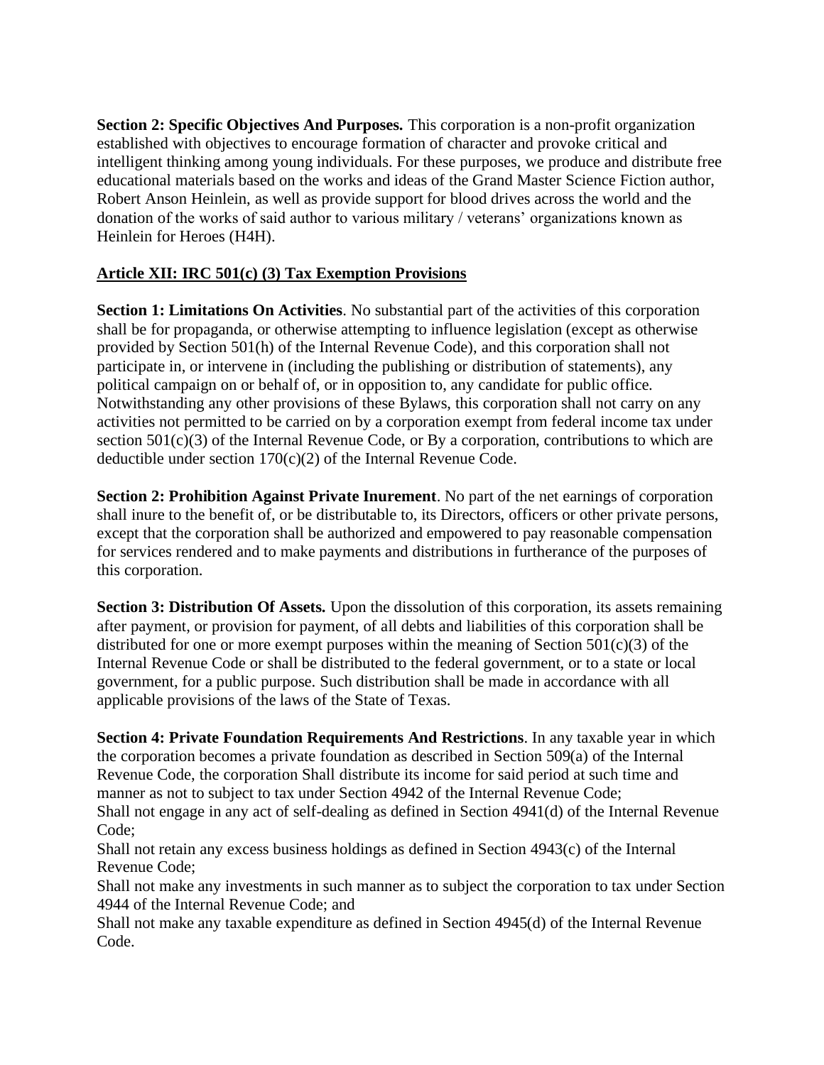**Section 2: Specific Objectives And Purposes.** This corporation is a non-profit organization established with objectives to encourage formation of character and provoke critical and intelligent thinking among young individuals. For these purposes, we produce and distribute free educational materials based on the works and ideas of the Grand Master Science Fiction author, Robert Anson Heinlein, as well as provide support for blood drives across the world and the donation of the works of said author to various military / veterans' organizations known as Heinlein for Heroes (H4H).

## Article XII: IRC 501(c) (3) Tax Exemption Provisions

**Section 1: Limitations On Activities**. No substantial part of the activities of this corporation shall be for propaganda, or otherwise attempting to influence legislation (except as otherwise provided by Section 501(h) of the Internal Revenue Code), and this corporation shall not participate in, or intervene in (including the publishing or distribution of statements), any political campaign on or behalf of, or in opposition to, any candidate for public office. Notwithstanding any other provisions of these Bylaws, this corporation shall not carry on any activities not permitted to be carried on by a corporation exempt from federal income tax under section 501(c)(3) of the Internal Revenue Code, or By a corporation, contributions to which are deductible under section 170(c)(2) of the Internal Revenue Code.

**Section 2: Prohibition Against Private Inurement**. No part of the net earnings of corporation shall inure to the benefit of, or be distributable to, its Directors, officers or other private persons, except that the corporation shall be authorized and empowered to pay reasonable compensation for services rendered and to make payments and distributions in furtherance of the purposes of this corporation.

**Section 3: Distribution Of Assets.** Upon the dissolution of this corporation, its assets remaining after payment, or provision for payment, of all debts and liabilities of this corporation shall be distributed for one or more exempt purposes within the meaning of Section 501(c)(3) of the Internal Revenue Code or shall be distributed to the federal government, or to a state or local government, for a public purpose. Such distribution shall be made in accordance with all applicable provisions of the laws of the State of Texas.

**Section 4: Private Foundation Requirements And Restrictions**. In any taxable year in which the corporation becomes a private foundation as described in Section 509(a) of the Internal Revenue Code, the corporation Shall distribute its income for said period at such time and manner as not to subject to tax under Section 4942 of the Internal Revenue Code;
Shall not engage in any act of self-dealing as defined in Section 4941(d) of the Internal Revenue Code;
Shall not retain any excess business holdings as defined in Section 4943(c) of the Internal Revenue Code;
Shall not make any investments in such manner as to subject the corporation to tax under Section 4944 of the Internal Revenue Code; and
Shall not make any taxable expenditure as defined in Section 4945(d) of the Internal Revenue Code.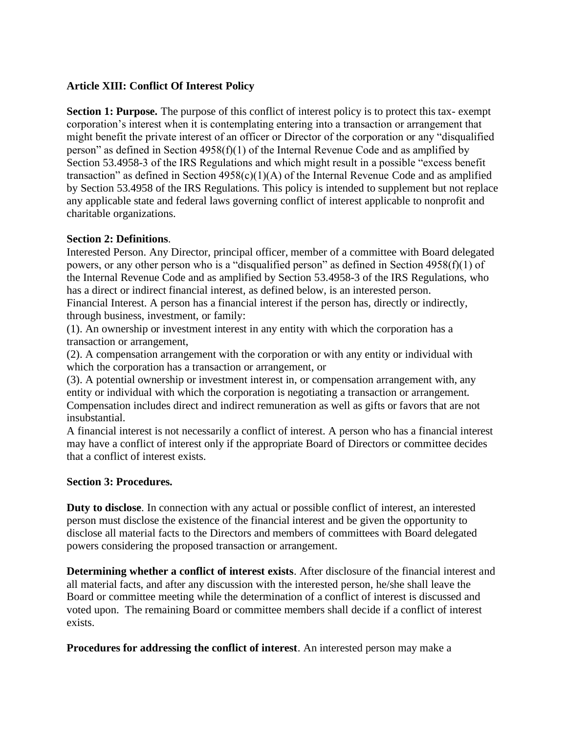**Article XIII: Conflict Of Interest Policy**

**Section 1: Purpose.** The purpose of this conflict of interest policy is to protect this tax- exempt corporation's interest when it is contemplating entering into a transaction or arrangement that might benefit the private interest of an officer or Director of the corporation or any "disqualified person" as defined in Section 4958(f)(1) of the Internal Revenue Code and as amplified by Section 53.4958-3 of the IRS Regulations and which might result in a possible "excess benefit transaction" as defined in Section 4958(c)(1)(A) of the Internal Revenue Code and as amplified by Section 53.4958 of the IRS Regulations. This policy is intended to supplement but not replace any applicable state and federal laws governing conflict of interest applicable to nonprofit and charitable organizations.

**Section 2: Definitions**.

Interested Person. Any Director, principal officer, member of a committee with Board delegated powers, or any other person who is a "disqualified person" as defined in Section 4958(f)(1) of the Internal Revenue Code and as amplified by Section 53.4958-3 of the IRS Regulations, who has a direct or indirect financial interest, as defined below, is an interested person.

Financial Interest. A person has a financial interest if the person has, directly or indirectly, through business, investment, or family:

(1). An ownership or investment interest in any entity with which the corporation has a transaction or arrangement,

(2). A compensation arrangement with the corporation or with any entity or individual with which the corporation has a transaction or arrangement, or

(3). A potential ownership or investment interest in, or compensation arrangement with, any entity or individual with which the corporation is negotiating a transaction or arrangement.

Compensation includes direct and indirect remuneration as well as gifts or favors that are not insubstantial.

A financial interest is not necessarily a conflict of interest. A person who has a financial interest may have a conflict of interest only if the appropriate Board of Directors or committee decides that a conflict of interest exists.

**Section 3: Procedures.**

**Duty to disclose**. In connection with any actual or possible conflict of interest, an interested person must disclose the existence of the financial interest and be given the opportunity to disclose all material facts to the Directors and members of committees with Board delegated powers considering the proposed transaction or arrangement.

**Determining whether a conflict of interest exists**. After disclosure of the financial interest and all material facts, and after any discussion with the interested person, he/she shall leave the Board or committee meeting while the determination of a conflict of interest is discussed and voted upon. The remaining Board or committee members shall decide if a conflict of interest exists.

**Procedures for addressing the conflict of interest**. An interested person may make a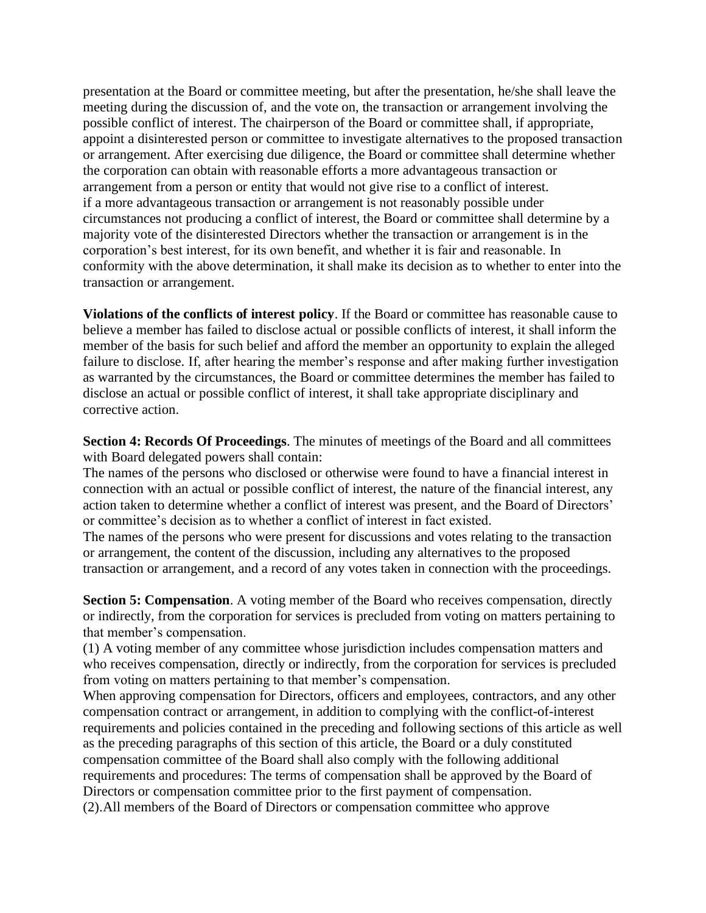presentation at the Board or committee meeting, but after the presentation, he/she shall leave the meeting during the discussion of, and the vote on, the transaction or arrangement involving the possible conflict of interest. The chairperson of the Board or committee shall, if appropriate, appoint a disinterested person or committee to investigate alternatives to the proposed transaction or arrangement. After exercising due diligence, the Board or committee shall determine whether the corporation can obtain with reasonable efforts a more advantageous transaction or arrangement from a person or entity that would not give rise to a conflict of interest.
if a more advantageous transaction or arrangement is not reasonably possible under circumstances not producing a conflict of interest, the Board or committee shall determine by a majority vote of the disinterested Directors whether the transaction or arrangement is in the corporation's best interest, for its own benefit, and whether it is fair and reasonable. In conformity with the above determination, it shall make its decision as to whether to enter into the transaction or arrangement.

**Violations of the conflicts of interest policy**. If the Board or committee has reasonable cause to believe a member has failed to disclose actual or possible conflicts of interest, it shall inform the member of the basis for such belief and afford the member an opportunity to explain the alleged failure to disclose. If, after hearing the member's response and after making further investigation as warranted by the circumstances, the Board or committee determines the member has failed to disclose an actual or possible conflict of interest, it shall take appropriate disciplinary and corrective action.

**Section 4: Records Of Proceedings**. The minutes of meetings of the Board and all committees with Board delegated powers shall contain:
The names of the persons who disclosed or otherwise were found to have a financial interest in connection with an actual or possible conflict of interest, the nature of the financial interest, any action taken to determine whether a conflict of interest was present, and the Board of Directors' or committee's decision as to whether a conflict of interest in fact existed.
The names of the persons who were present for discussions and votes relating to the transaction or arrangement, the content of the discussion, including any alternatives to the proposed transaction or arrangement, and a record of any votes taken in connection with the proceedings.

**Section 5: Compensation**. A voting member of the Board who receives compensation, directly or indirectly, from the corporation for services is precluded from voting on matters pertaining to that member's compensation.
(1) A voting member of any committee whose jurisdiction includes compensation matters and who receives compensation, directly or indirectly, from the corporation for services is precluded from voting on matters pertaining to that member's compensation.
When approving compensation for Directors, officers and employees, contractors, and any other compensation contract or arrangement, in addition to complying with the conflict-of-interest requirements and policies contained in the preceding and following sections of this article as well as the preceding paragraphs of this section of this article, the Board or a duly constituted compensation committee of the Board shall also comply with the following additional requirements and procedures: The terms of compensation shall be approved by the Board of Directors or compensation committee prior to the first payment of compensation.
(2).All members of the Board of Directors or compensation committee who approve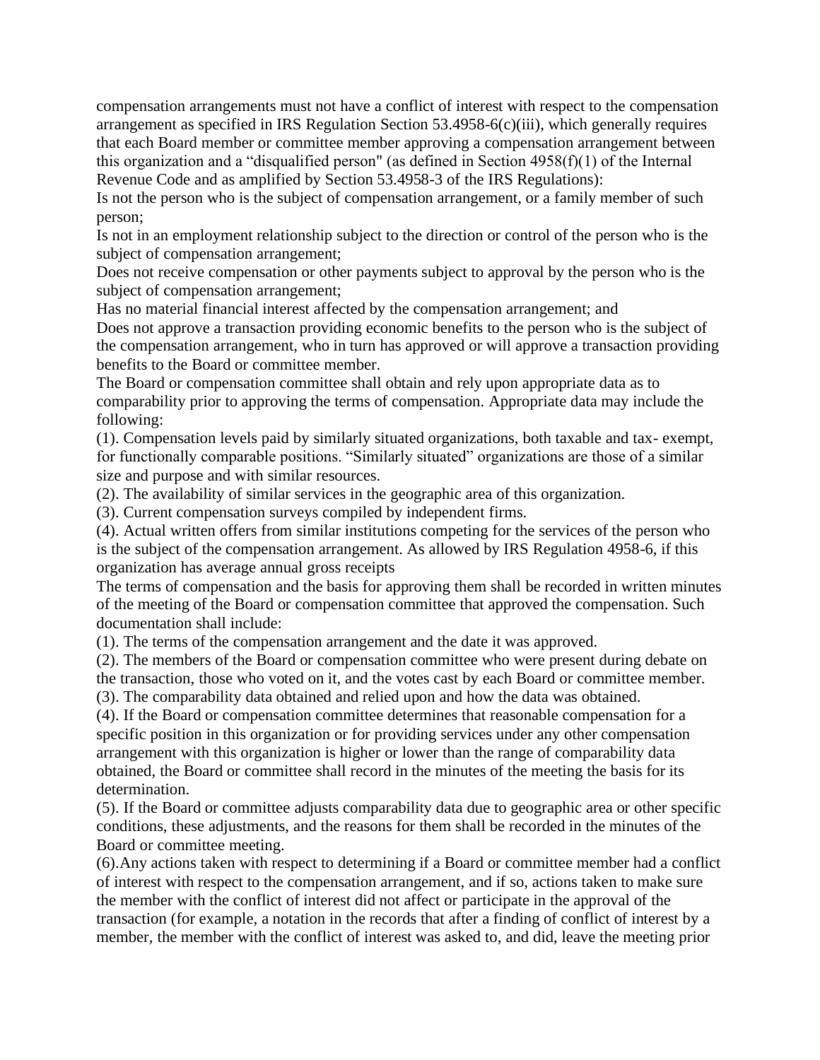compensation arrangements must not have a conflict of interest with respect to the compensation arrangement as specified in IRS Regulation Section 53.4958-6(c)(iii), which generally requires that each Board member or committee member approving a compensation arrangement between this organization and a "disqualified person" (as defined in Section 4958(f)(1) of the Internal Revenue Code and as amplified by Section 53.4958-3 of the IRS Regulations):

Is not the person who is the subject of compensation arrangement, or a family member of such person;

Is not in an employment relationship subject to the direction or control of the person who is the subject of compensation arrangement;

Does not receive compensation or other payments subject to approval by the person who is the subject of compensation arrangement;

Has no material financial interest affected by the compensation arrangement; and

Does not approve a transaction providing economic benefits to the person who is the subject of the compensation arrangement, who in turn has approved or will approve a transaction providing benefits to the Board or committee member.

The Board or compensation committee shall obtain and rely upon appropriate data as to comparability prior to approving the terms of compensation. Appropriate data may include the following:

(1). Compensation levels paid by similarly situated organizations, both taxable and tax- exempt, for functionally comparable positions. "Similarly situated" organizations are those of a similar size and purpose and with similar resources.

(2). The availability of similar services in the geographic area of this organization.

(3). Current compensation surveys compiled by independent firms.

(4). Actual written offers from similar institutions competing for the services of the person who is the subject of the compensation arrangement. As allowed by IRS Regulation 4958-6, if this organization has average annual gross receipts

The terms of compensation and the basis for approving them shall be recorded in written minutes of the meeting of the Board or compensation committee that approved the compensation. Such documentation shall include:

(1). The terms of the compensation arrangement and the date it was approved.

(2). The members of the Board or compensation committee who were present during debate on the transaction, those who voted on it, and the votes cast by each Board or committee member.

(3). The comparability data obtained and relied upon and how the data was obtained.

(4). If the Board or compensation committee determines that reasonable compensation for a specific position in this organization or for providing services under any other compensation arrangement with this organization is higher or lower than the range of comparability data obtained, the Board or committee shall record in the minutes of the meeting the basis for its determination.

(5). If the Board or committee adjusts comparability data due to geographic area or other specific conditions, these adjustments, and the reasons for them shall be recorded in the minutes of the Board or committee meeting.

(6).Any actions taken with respect to determining if a Board or committee member had a conflict of interest with respect to the compensation arrangement, and if so, actions taken to make sure the member with the conflict of interest did not affect or participate in the approval of the transaction (for example, a notation in the records that after a finding of conflict of interest by a member, the member with the conflict of interest was asked to, and did, leave the meeting prior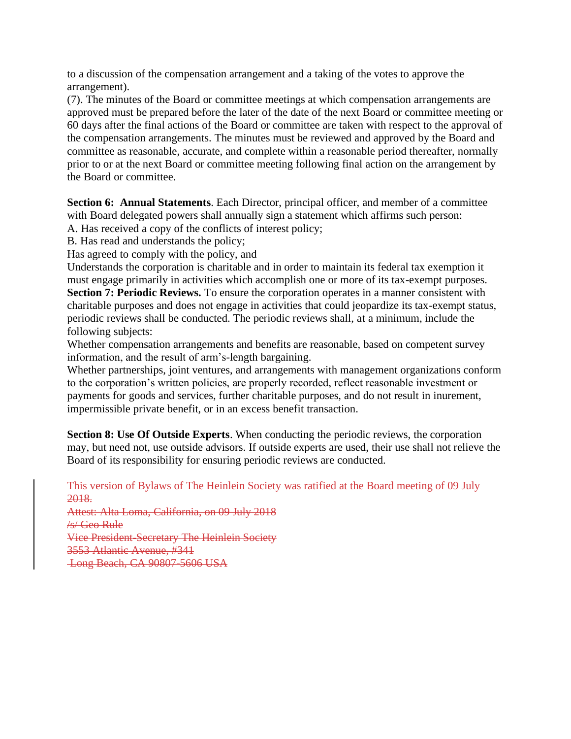to a discussion of the compensation arrangement and a taking of the votes to approve the arrangement).

(7). The minutes of the Board or committee meetings at which compensation arrangements are approved must be prepared before the later of the date of the next Board or committee meeting or 60 days after the final actions of the Board or committee are taken with respect to the approval of the compensation arrangements. The minutes must be reviewed and approved by the Board and committee as reasonable, accurate, and complete within a reasonable period thereafter, normally prior to or at the next Board or committee meeting following final action on the arrangement by the Board or committee.

**Section 6: Annual Statements**. Each Director, principal officer, and member of a committee with Board delegated powers shall annually sign a statement which affirms such person:

A. Has received a copy of the conflicts of interest policy;

B. Has read and understands the policy;

Has agreed to comply with the policy, and

Understands the corporation is charitable and in order to maintain its federal tax exemption it must engage primarily in activities which accomplish one or more of its tax-exempt purposes.

**Section 7: Periodic Reviews.** To ensure the corporation operates in a manner consistent with charitable purposes and does not engage in activities that could jeopardize its tax-exempt status, periodic reviews shall be conducted. The periodic reviews shall, at a minimum, include the following subjects:

Whether compensation arrangements and benefits are reasonable, based on competent survey information, and the result of arm's-length bargaining.

Whether partnerships, joint ventures, and arrangements with management organizations conform to the corporation's written policies, are properly recorded, reflect reasonable investment or payments for goods and services, further charitable purposes, and do not result in inurement, impermissible private benefit, or in an excess benefit transaction.

**Section 8: Use Of Outside Experts**. When conducting the periodic reviews, the corporation may, but need not, use outside advisors. If outside experts are used, their use shall not relieve the Board of its responsibility for ensuring periodic reviews are conducted.

~~This version of Bylaws of The Heinlein Society was ratified at the Board meeting of 09 July 2018.~~

~~Attest: Alta Loma, California, on 09 July 2018~~

~~/s/ Geo Rule~~

~~Vice President-Secretary The Heinlein Society~~

~~3553 Atlantic Avenue, #341~~

~~Long Beach, CA 90807-5606 USA~~